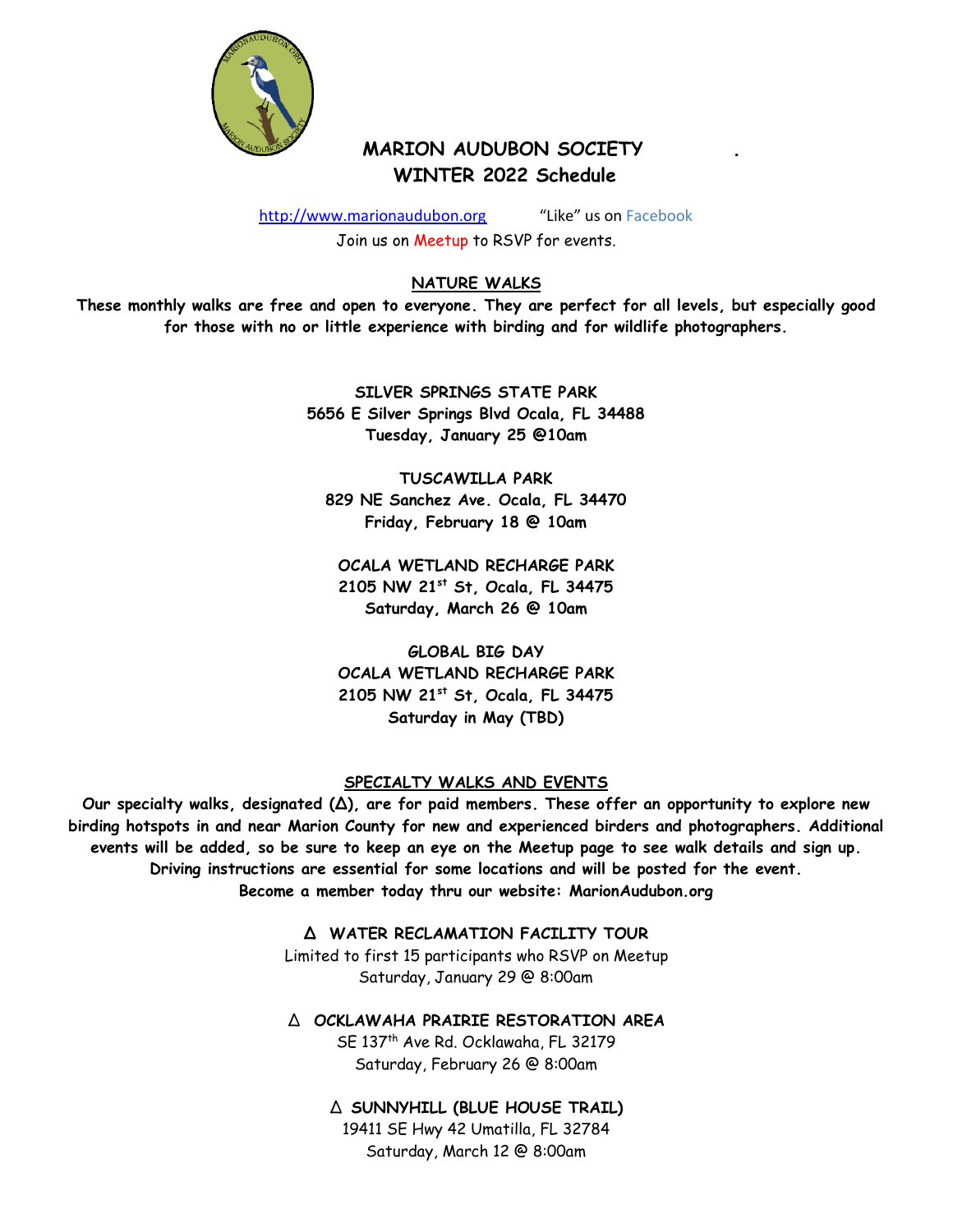# MARION AUDUBON SOCIETY
## WINTER 2022 Schedule

http://www.marionaudubon.org "Like" us on Facebook

Join us on Meetup to RSVP for events.

## NATURE WALKS

**These monthly walks are free and open to everyone. They are perfect for all levels, but especially good for those with no or little experience with birding and for wildlife photographers.**

**SILVER SPRINGS STATE PARK**
**5656 E Silver Springs Blvd Ocala, FL 34488**
**Tuesday, January 25 @10am**

**TUSCAWILLA PARK**
**829 NE Sanchez Ave. Ocala, FL 34470**
**Friday, February 18 @ 10am**

**OCALA WETLAND RECHARGE PARK**
**2105 NW 21st St, Ocala, FL 34475**
**Saturday, March 26 @ 10am**

**GLOBAL BIG DAY**
**OCALA WETLAND RECHARGE PARK**
**2105 NW 21st St, Ocala, FL 34475**
**Saturday in May (TBD)**

## SPECIALTY WALKS AND EVENTS

**Our specialty walks, designated (Δ), are for paid members. These offer an opportunity to explore new birding hotspots in and near Marion County for new and experienced birders and photographers. Additional events will be added, so be sure to keep an eye on the Meetup page to see walk details and sign up. Driving instructions are essential for some locations and will be posted for the event. Become a member today thru our website: MarionAudubon.org**

**Δ WATER RECLAMATION FACILITY TOUR**
Limited to first 15 participants who RSVP on Meetup
Saturday, January 29 @ 8:00am

**Δ OCKLAWAHA PRAIRIE RESTORATION AREA**
SE 137th Ave Rd. Ocklawaha, FL 32179
Saturday, February 26 @ 8:00am

**Δ SUNNYHILL (BLUE HOUSE TRAIL)**
19411 SE Hwy 42 Umatilla, FL 32784
Saturday, March 12 @ 8:00am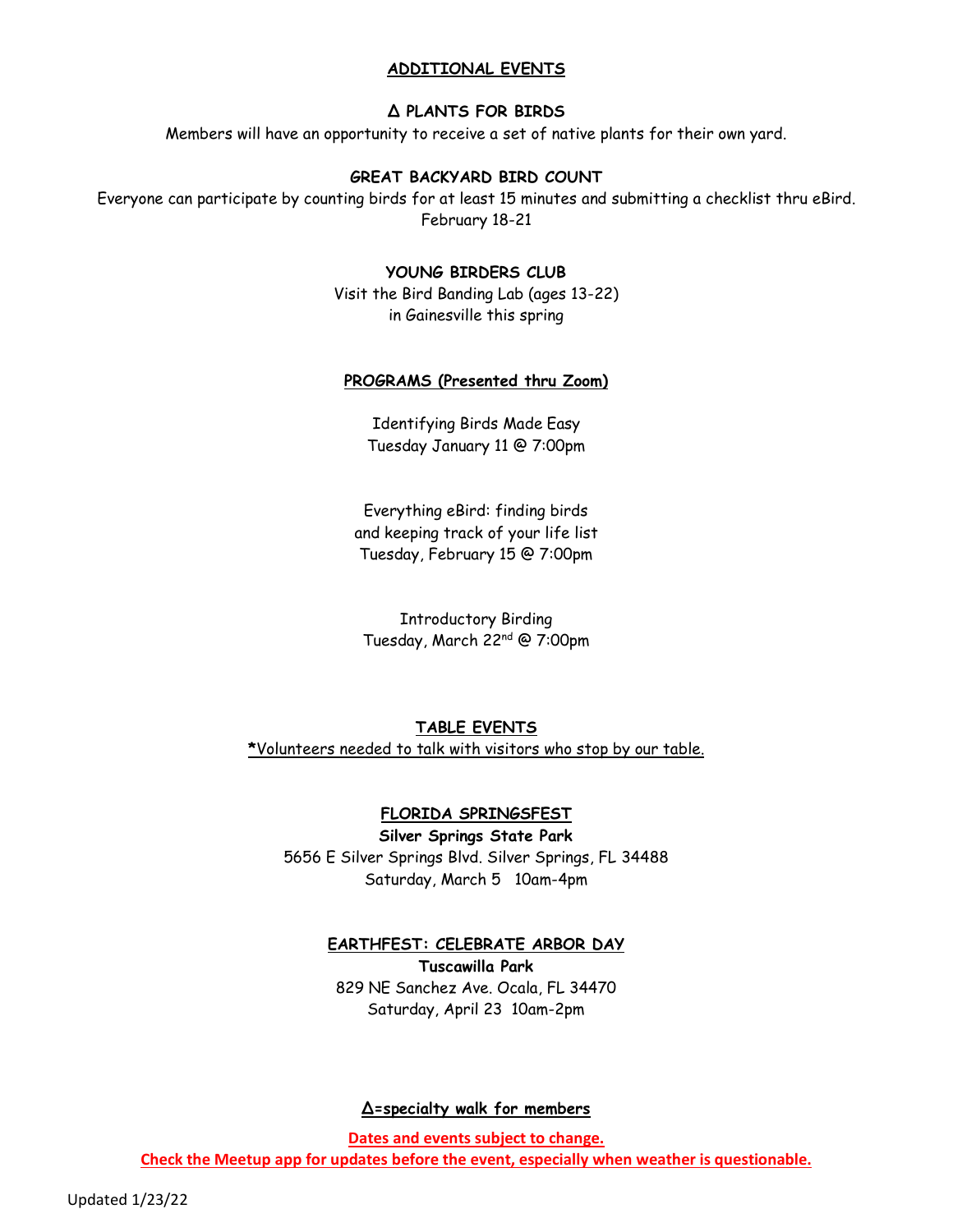## ADDITIONAL EVENTS

### Δ PLANTS FOR BIRDS

Members will have an opportunity to receive a set of native plants for their own yard.

### GREAT BACKYARD BIRD COUNT

Everyone can participate by counting birds for at least 15 minutes and submitting a checklist thru eBird.
February 18-21

### YOUNG BIRDERS CLUB

Visit the Bird Banding Lab (ages 13-22)
in Gainesville this spring

## PROGRAMS (Presented thru Zoom)

Identifying Birds Made Easy
Tuesday January 11 @ 7:00pm

Everything eBird: finding birds
and keeping track of your life list
Tuesday, February 15 @ 7:00pm

Introductory Birding
Tuesday, March 22nd @ 7:00pm

## TABLE EVENTS

*Volunteers needed to talk with visitors who stop by our table.

### FLORIDA SPRINGSFEST

**Silver Springs State Park**
5656 E Silver Springs Blvd. Silver Springs, FL 34488
Saturday, March 5 10am-4pm

### EARTHFEST: CELEBRATE ARBOR DAY

**Tuscawilla Park**
829 NE Sanchez Ave. Ocala, FL 34470
Saturday, April 23 10am-2pm

**Δ=specialty walk for members**

**Dates and events subject to change.**
**Check the Meetup app for updates before the event, especially when weather is questionable.**

Updated 1/23/22